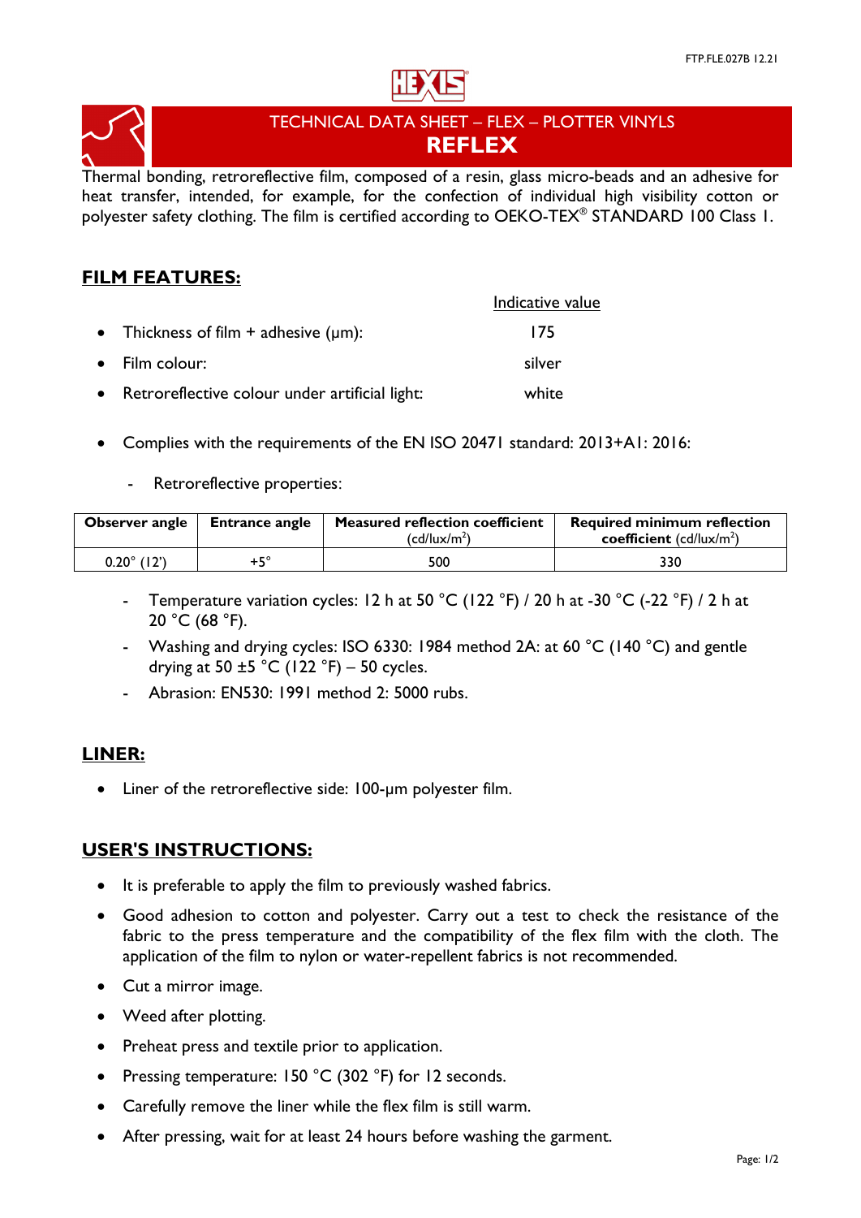# TECHNICAL DATA SHEET – FLEX – PLOTTER VINYLS

## REFLEX

Thermal bonding, retroreflective film, composed of a resin, glass micro-beads and an adhesive for heat transfer, intended, for example, for the confection of individual high visibility cotton or polyester safety clothing. The film is certified according to OEKO-TEX® STANDARD 100 Class 1.

## FILM FEATURES:

| | Indicative value |
|---|---|
| • Thickness of film + adhesive (µm): | 175 |
| • Film colour: | silver |
| • Retroreflective colour under artificial light: | white |

- Complies with the requirements of the EN ISO 20471 standard: 2013+A1: 2016:
  - Retroreflective properties:

| Observer angle | Entrance angle | Measured reflection coefficient (cd/lux/m²) | Required minimum reflection coefficient (cd/lux/m²) |
|---|---|---|---|
| 0.20° (12') | +5° | 500 | 330 |

  - Temperature variation cycles: 12 h at 50 °C (122 °F) / 20 h at -30 °C (-22 °F) / 2 h at 20 °C (68 °F).
  - Washing and drying cycles: ISO 6330: 1984 method 2A: at 60 °C (140 °C) and gentle drying at 50 ±5 °C (122 °F) – 50 cycles.
  - Abrasion: EN530: 1991 method 2: 5000 rubs.

## LINER:

- Liner of the retroreflective side: 100-µm polyester film.

## USER'S INSTRUCTIONS:

- It is preferable to apply the film to previously washed fabrics.
- Good adhesion to cotton and polyester. Carry out a test to check the resistance of the fabric to the press temperature and the compatibility of the flex film with the cloth. The application of the film to nylon or water-repellent fabrics is not recommended.
- Cut a mirror image.
- Weed after plotting.
- Preheat press and textile prior to application.
- Pressing temperature: 150 °C (302 °F) for 12 seconds.
- Carefully remove the liner while the flex film is still warm.
- After pressing, wait for at least 24 hours before washing the garment.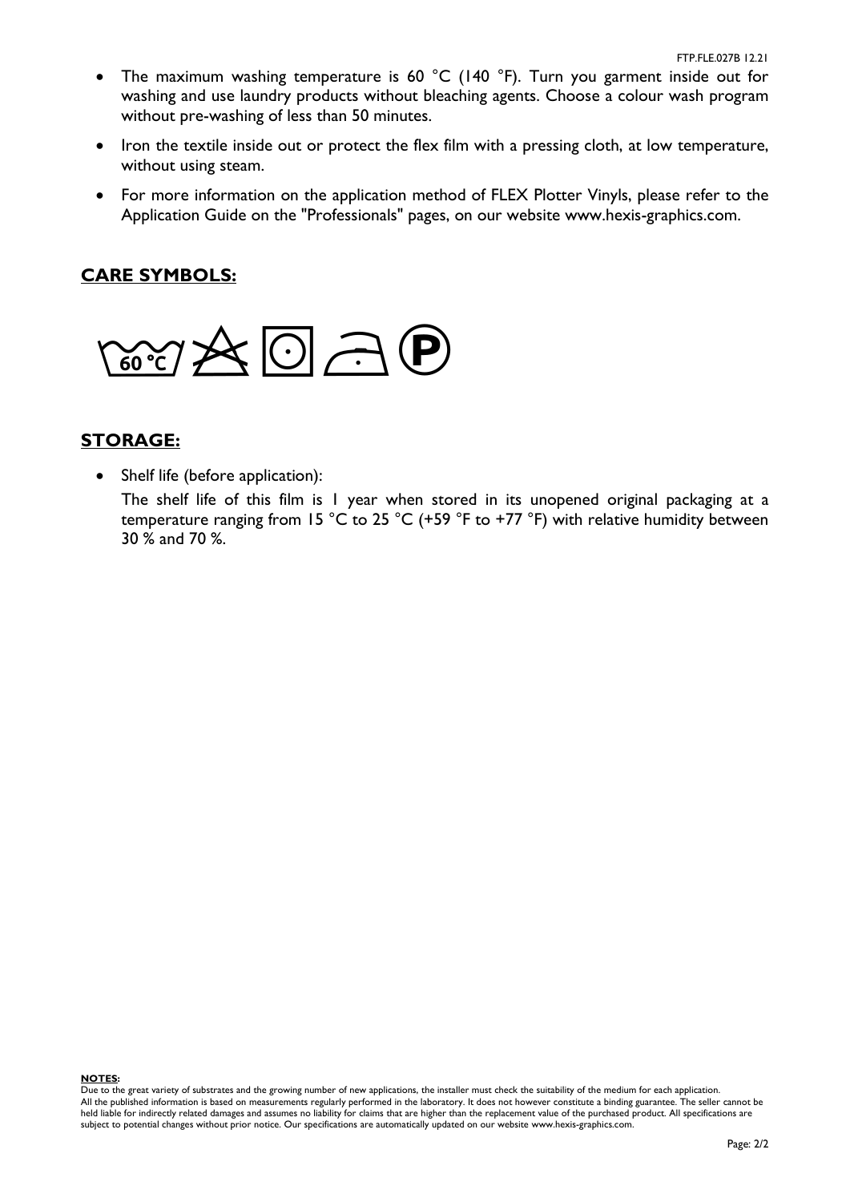- The maximum washing temperature is 60 °C (140 °F). Turn you garment inside out for washing and use laundry products without bleaching agents. Choose a colour wash program without pre-washing of less than 50 minutes.
- Iron the textile inside out or protect the flex film with a pressing cloth, at low temperature, without using steam.
- For more information on the application method of FLEX Plotter Vinyls, please refer to the Application Guide on the "Professionals" pages, on our website www.hexis-graphics.com.

## CARE SYMBOLS:

60 °C

## STORAGE:

- Shelf life (before application):

  The shelf life of this film is 1 year when stored in its unopened original packaging at a temperature ranging from 15 °C to 25 °C (+59 °F to +77 °F) with relative humidity between 30 % and 70 %.

**NOTES:**
Due to the great variety of substrates and the growing number of new applications, the installer must check the suitability of the medium for each application.
All the published information is based on measurements regularly performed in the laboratory. It does not however constitute a binding guarantee. The seller cannot be held liable for indirectly related damages and assumes no liability for claims that are higher than the replacement value of the purchased product. All specifications are subject to potential changes without prior notice. Our specifications are automatically updated on our website www.hexis-graphics.com.